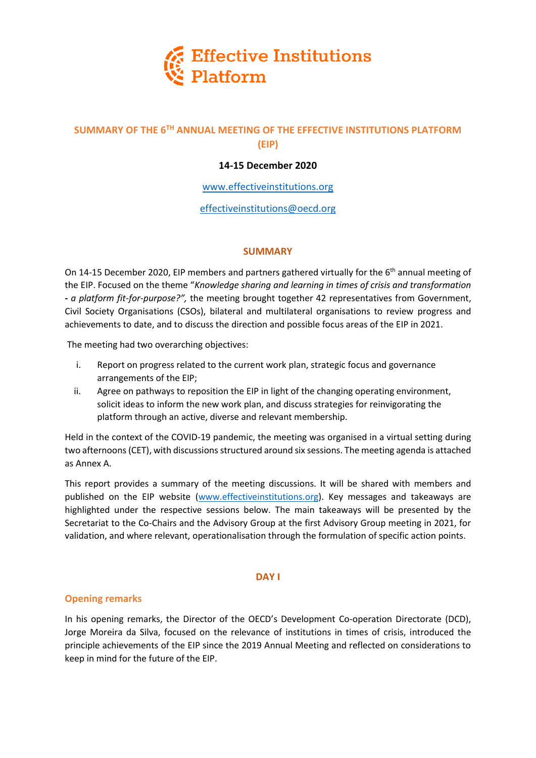# Effective Institutions Platform

## SUMMARY OF THE 6TH ANNUAL MEETING OF THE EFFECTIVE INSTITUTIONS PLATFORM (EIP)

**14-15 December 2020**

www.effectiveinstitutions.org

effectiveinstitutions@oecd.org

### SUMMARY

On 14-15 December 2020, EIP members and partners gathered virtually for the 6th annual meeting of the EIP. Focused on the theme "*Knowledge sharing and learning in times of crisis and transformation - a platform fit-for-purpose?",* the meeting brought together 42 representatives from Government, Civil Society Organisations (CSOs), bilateral and multilateral organisations to review progress and achievements to date, and to discuss the direction and possible focus areas of the EIP in 2021.

The meeting had two overarching objectives:

i. Report on progress related to the current work plan, strategic focus and governance arrangements of the EIP;
ii. Agree on pathways to reposition the EIP in light of the changing operating environment, solicit ideas to inform the new work plan, and discuss strategies for reinvigorating the platform through an active, diverse and relevant membership.

Held in the context of the COVID-19 pandemic, the meeting was organised in a virtual setting during two afternoons (CET), with discussions structured around six sessions. The meeting agenda is attached as Annex A.

This report provides a summary of the meeting discussions. It will be shared with members and published on the EIP website (www.effectiveinstitutions.org). Key messages and takeaways are highlighted under the respective sessions below. The main takeaways will be presented by the Secretariat to the Co-Chairs and the Advisory Group at the first Advisory Group meeting in 2021, for validation, and where relevant, operationalisation through the formulation of specific action points.

### DAY I

#### Opening remarks

In his opening remarks, the Director of the OECD's Development Co-operation Directorate (DCD), Jorge Moreira da Silva, focused on the relevance of institutions in times of crisis, introduced the principle achievements of the EIP since the 2019 Annual Meeting and reflected on considerations to keep in mind for the future of the EIP.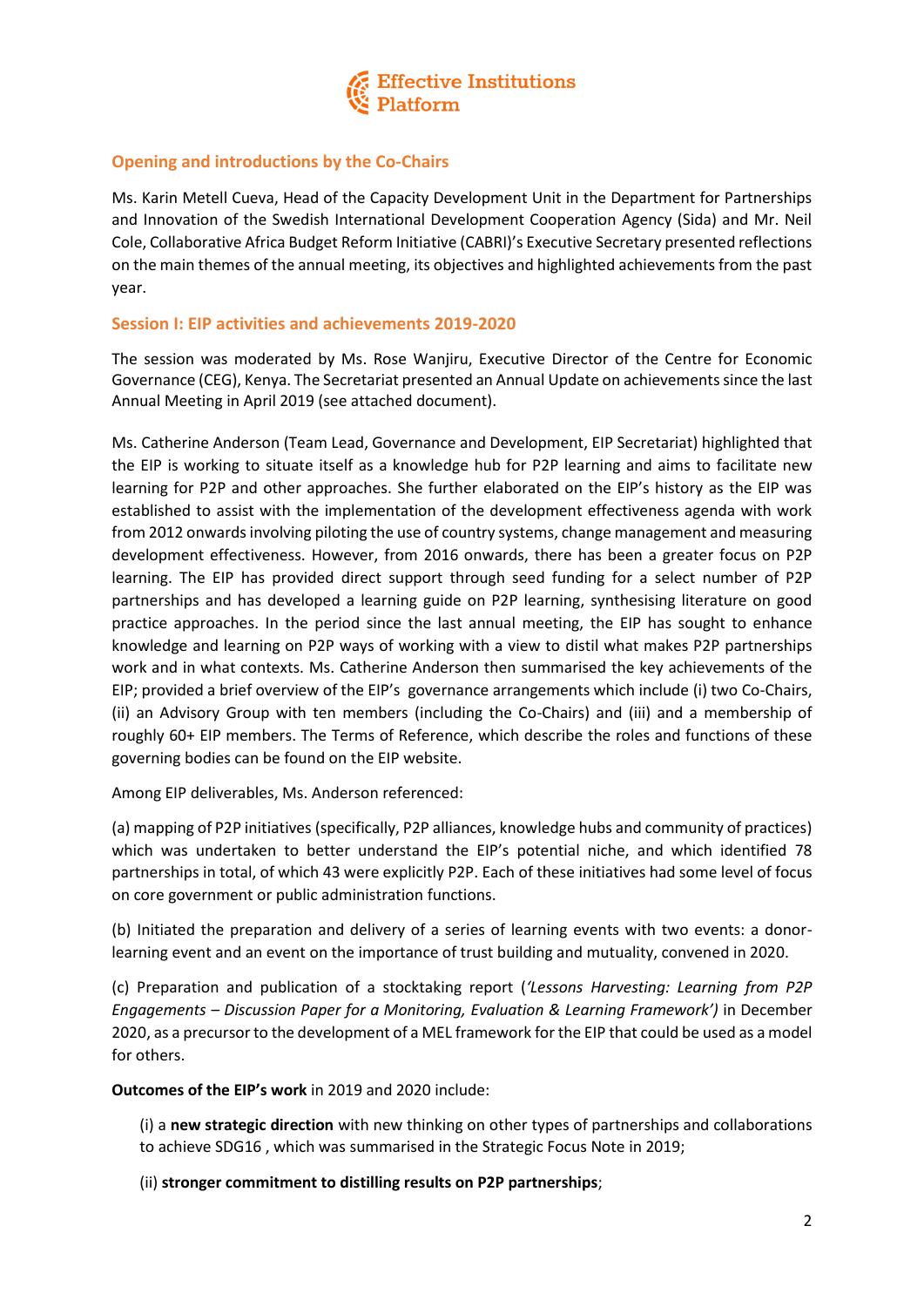## Opening and introductions by the Co-Chairs

Ms. Karin Metell Cueva, Head of the Capacity Development Unit in the Department for Partnerships and Innovation of the Swedish International Development Cooperation Agency (Sida) and Mr. Neil Cole, Collaborative Africa Budget Reform Initiative (CABRI)'s Executive Secretary presented reflections on the main themes of the annual meeting, its objectives and highlighted achievements from the past year.

## Session I: EIP activities and achievements 2019-2020

The session was moderated by Ms. Rose Wanjiru, Executive Director of the Centre for Economic Governance (CEG), Kenya. The Secretariat presented an Annual Update on achievements since the last Annual Meeting in April 2019 (see attached document).

Ms. Catherine Anderson (Team Lead, Governance and Development, EIP Secretariat) highlighted that the EIP is working to situate itself as a knowledge hub for P2P learning and aims to facilitate new learning for P2P and other approaches. She further elaborated on the EIP's history as the EIP was established to assist with the implementation of the development effectiveness agenda with work from 2012 onwards involving piloting the use of country systems, change management and measuring development effectiveness. However, from 2016 onwards, there has been a greater focus on P2P learning. The EIP has provided direct support through seed funding for a select number of P2P partnerships and has developed a learning guide on P2P learning, synthesising literature on good practice approaches. In the period since the last annual meeting, the EIP has sought to enhance knowledge and learning on P2P ways of working with a view to distil what makes P2P partnerships work and in what contexts. Ms. Catherine Anderson then summarised the key achievements of the EIP; provided a brief overview of the EIP's governance arrangements which include (i) two Co-Chairs, (ii) an Advisory Group with ten members (including the Co-Chairs) and (iii) and a membership of roughly 60+ EIP members. The Terms of Reference, which describe the roles and functions of these governing bodies can be found on the EIP website.

Among EIP deliverables, Ms. Anderson referenced:

(a) mapping of P2P initiatives (specifically, P2P alliances, knowledge hubs and community of practices) which was undertaken to better understand the EIP's potential niche, and which identified 78 partnerships in total, of which 43 were explicitly P2P. Each of these initiatives had some level of focus on core government or public administration functions.

(b) Initiated the preparation and delivery of a series of learning events with two events: a donor-learning event and an event on the importance of trust building and mutuality, convened in 2020.

(c) Preparation and publication of a stocktaking report (*'Lessons Harvesting: Learning from P2P Engagements – Discussion Paper for a Monitoring, Evaluation & Learning Framework')* in December 2020, as a precursor to the development of a MEL framework for the EIP that could be used as a model for others.

**Outcomes of the EIP's work** in 2019 and 2020 include:

(i) a **new strategic direction** with new thinking on other types of partnerships and collaborations to achieve SDG16 , which was summarised in the Strategic Focus Note in 2019;

(ii) **stronger commitment to distilling results on P2P partnerships**;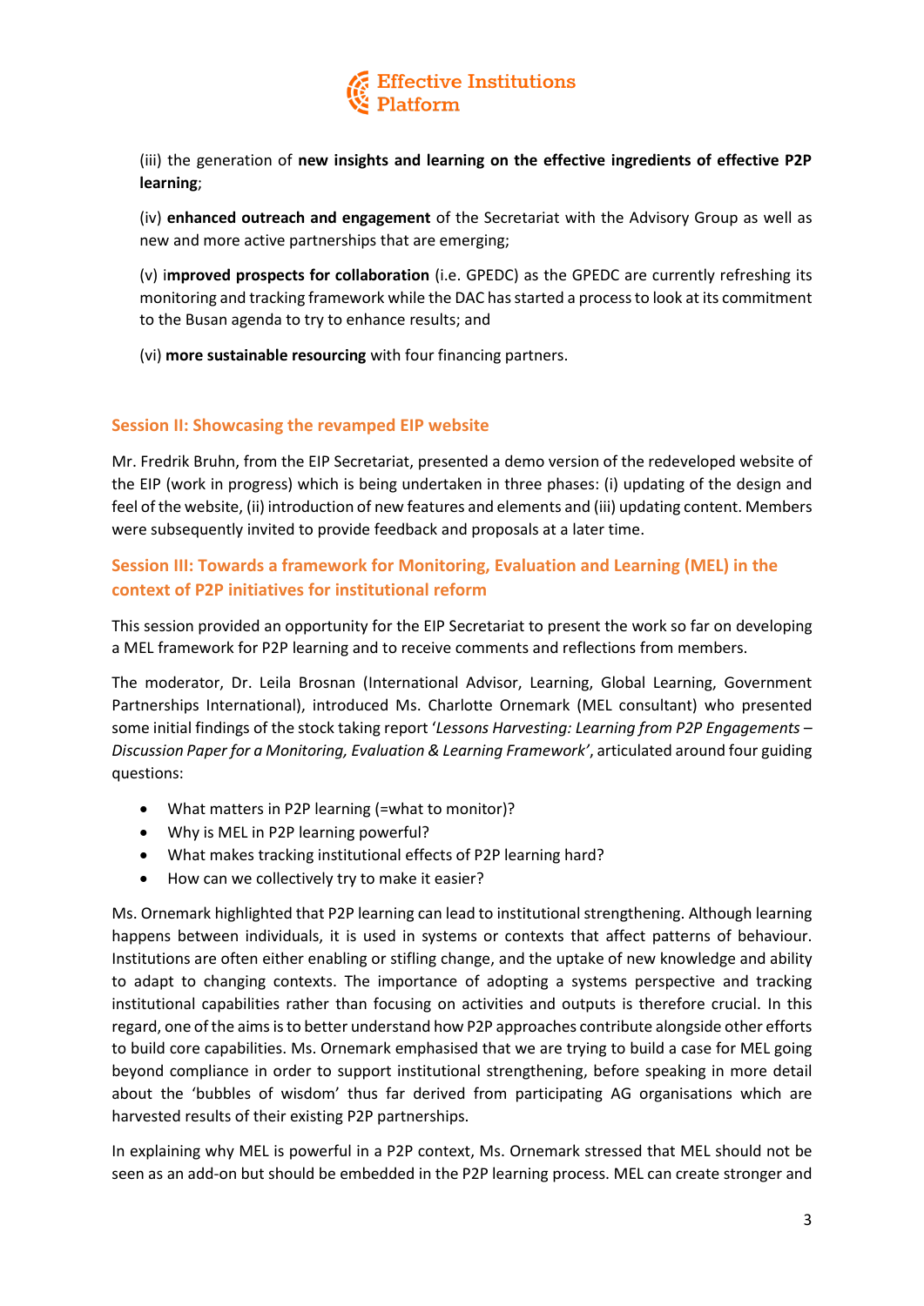(iii) the generation of **new insights and learning on the effective ingredients of effective P2P learning**;

(iv) **enhanced outreach and engagement** of the Secretariat with the Advisory Group as well as new and more active partnerships that are emerging;

(v) i**mproved prospects for collaboration** (i.e. GPEDC) as the GPEDC are currently refreshing its monitoring and tracking framework while the DAC has started a process to look at its commitment to the Busan agenda to try to enhance results; and

(vi) **more sustainable resourcing** with four financing partners.

## Session II: Showcasing the revamped EIP website

Mr. Fredrik Bruhn, from the EIP Secretariat, presented a demo version of the redeveloped website of the EIP (work in progress) which is being undertaken in three phases: (i) updating of the design and feel of the website, (ii) introduction of new features and elements and (iii) updating content. Members were subsequently invited to provide feedback and proposals at a later time.

## Session III: Towards a framework for Monitoring, Evaluation and Learning (MEL) in the context of P2P initiatives for institutional reform

This session provided an opportunity for the EIP Secretariat to present the work so far on developing a MEL framework for P2P learning and to receive comments and reflections from members.

The moderator, Dr. Leila Brosnan (International Advisor, Learning, Global Learning, Government Partnerships International), introduced Ms. Charlotte Ornemark (MEL consultant) who presented some initial findings of the stock taking report '*Lessons Harvesting: Learning from P2P Engagements – Discussion Paper for a Monitoring, Evaluation & Learning Framework'*, articulated around four guiding questions:

- What matters in P2P learning (=what to monitor)?
- Why is MEL in P2P learning powerful?
- What makes tracking institutional effects of P2P learning hard?
- How can we collectively try to make it easier?

Ms. Ornemark highlighted that P2P learning can lead to institutional strengthening. Although learning happens between individuals, it is used in systems or contexts that affect patterns of behaviour. Institutions are often either enabling or stifling change, and the uptake of new knowledge and ability to adapt to changing contexts. The importance of adopting a systems perspective and tracking institutional capabilities rather than focusing on activities and outputs is therefore crucial. In this regard, one of the aims is to better understand how P2P approaches contribute alongside other efforts to build core capabilities. Ms. Ornemark emphasised that we are trying to build a case for MEL going beyond compliance in order to support institutional strengthening, before speaking in more detail about the 'bubbles of wisdom' thus far derived from participating AG organisations which are harvested results of their existing P2P partnerships.

In explaining why MEL is powerful in a P2P context, Ms. Ornemark stressed that MEL should not be seen as an add-on but should be embedded in the P2P learning process. MEL can create stronger and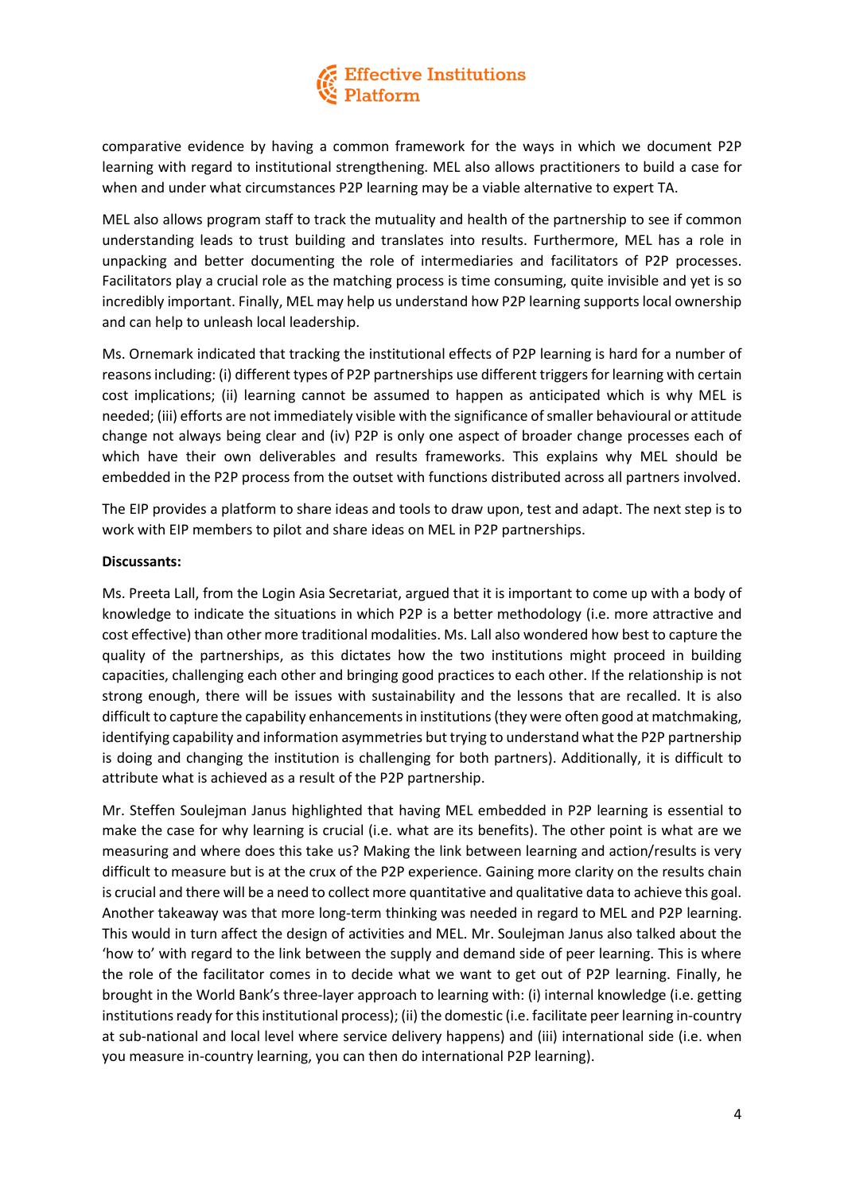comparative evidence by having a common framework for the ways in which we document P2P learning with regard to institutional strengthening. MEL also allows practitioners to build a case for when and under what circumstances P2P learning may be a viable alternative to expert TA.

MEL also allows program staff to track the mutuality and health of the partnership to see if common understanding leads to trust building and translates into results. Furthermore, MEL has a role in unpacking and better documenting the role of intermediaries and facilitators of P2P processes. Facilitators play a crucial role as the matching process is time consuming, quite invisible and yet is so incredibly important. Finally, MEL may help us understand how P2P learning supports local ownership and can help to unleash local leadership.

Ms. Ornemark indicated that tracking the institutional effects of P2P learning is hard for a number of reasons including: (i) different types of P2P partnerships use different triggers for learning with certain cost implications; (ii) learning cannot be assumed to happen as anticipated which is why MEL is needed; (iii) efforts are not immediately visible with the significance of smaller behavioural or attitude change not always being clear and (iv) P2P is only one aspect of broader change processes each of which have their own deliverables and results frameworks. This explains why MEL should be embedded in the P2P process from the outset with functions distributed across all partners involved.

The EIP provides a platform to share ideas and tools to draw upon, test and adapt. The next step is to work with EIP members to pilot and share ideas on MEL in P2P partnerships.

**Discussants:**

Ms. Preeta Lall, from the Login Asia Secretariat, argued that it is important to come up with a body of knowledge to indicate the situations in which P2P is a better methodology (i.e. more attractive and cost effective) than other more traditional modalities. Ms. Lall also wondered how best to capture the quality of the partnerships, as this dictates how the two institutions might proceed in building capacities, challenging each other and bringing good practices to each other. If the relationship is not strong enough, there will be issues with sustainability and the lessons that are recalled. It is also difficult to capture the capability enhancements in institutions (they were often good at matchmaking, identifying capability and information asymmetries but trying to understand what the P2P partnership is doing and changing the institution is challenging for both partners). Additionally, it is difficult to attribute what is achieved as a result of the P2P partnership.

Mr. Steffen Soulejman Janus highlighted that having MEL embedded in P2P learning is essential to make the case for why learning is crucial (i.e. what are its benefits). The other point is what are we measuring and where does this take us? Making the link between learning and action/results is very difficult to measure but is at the crux of the P2P experience. Gaining more clarity on the results chain is crucial and there will be a need to collect more quantitative and qualitative data to achieve this goal. Another takeaway was that more long-term thinking was needed in regard to MEL and P2P learning. This would in turn affect the design of activities and MEL. Mr. Soulejman Janus also talked about the 'how to' with regard to the link between the supply and demand side of peer learning. This is where the role of the facilitator comes in to decide what we want to get out of P2P learning. Finally, he brought in the World Bank's three-layer approach to learning with: (i) internal knowledge (i.e. getting institutions ready for this institutional process); (ii) the domestic (i.e. facilitate peer learning in-country at sub-national and local level where service delivery happens) and (iii) international side (i.e. when you measure in-country learning, you can then do international P2P learning).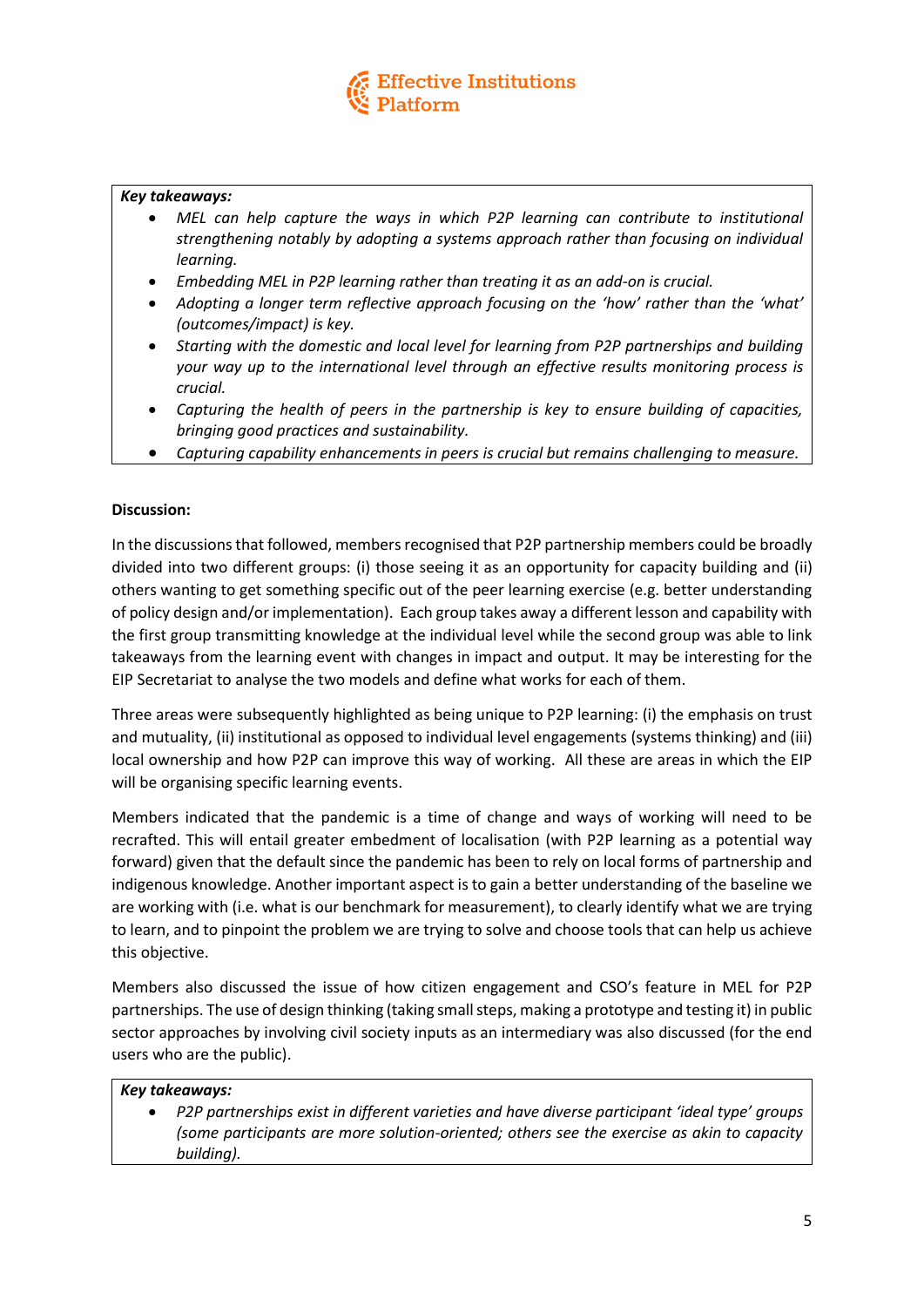***Key takeaways:***

- *MEL can help capture the ways in which P2P learning can contribute to institutional strengthening notably by adopting a systems approach rather than focusing on individual learning.*
- *Embedding MEL in P2P learning rather than treating it as an add-on is crucial.*
- *Adopting a longer term reflective approach focusing on the 'how' rather than the 'what' (outcomes/impact) is key.*
- *Starting with the domestic and local level for learning from P2P partnerships and building your way up to the international level through an effective results monitoring process is crucial.*
- *Capturing the health of peers in the partnership is key to ensure building of capacities, bringing good practices and sustainability.*
- *Capturing capability enhancements in peers is crucial but remains challenging to measure.*

**Discussion:**

In the discussions that followed, members recognised that P2P partnership members could be broadly divided into two different groups: (i) those seeing it as an opportunity for capacity building and (ii) others wanting to get something specific out of the peer learning exercise (e.g. better understanding of policy design and/or implementation). Each group takes away a different lesson and capability with the first group transmitting knowledge at the individual level while the second group was able to link takeaways from the learning event with changes in impact and output. It may be interesting for the EIP Secretariat to analyse the two models and define what works for each of them.

Three areas were subsequently highlighted as being unique to P2P learning: (i) the emphasis on trust and mutuality, (ii) institutional as opposed to individual level engagements (systems thinking) and (iii) local ownership and how P2P can improve this way of working. All these are areas in which the EIP will be organising specific learning events.

Members indicated that the pandemic is a time of change and ways of working will need to be recrafted. This will entail greater embedment of localisation (with P2P learning as a potential way forward) given that the default since the pandemic has been to rely on local forms of partnership and indigenous knowledge. Another important aspect is to gain a better understanding of the baseline we are working with (i.e. what is our benchmark for measurement), to clearly identify what we are trying to learn, and to pinpoint the problem we are trying to solve and choose tools that can help us achieve this objective.

Members also discussed the issue of how citizen engagement and CSO's feature in MEL for P2P partnerships. The use of design thinking (taking small steps, making a prototype and testing it) in public sector approaches by involving civil society inputs as an intermediary was also discussed (for the end users who are the public).

***Key takeaways:***

- *P2P partnerships exist in different varieties and have diverse participant 'ideal type' groups (some participants are more solution-oriented; others see the exercise as akin to capacity building).*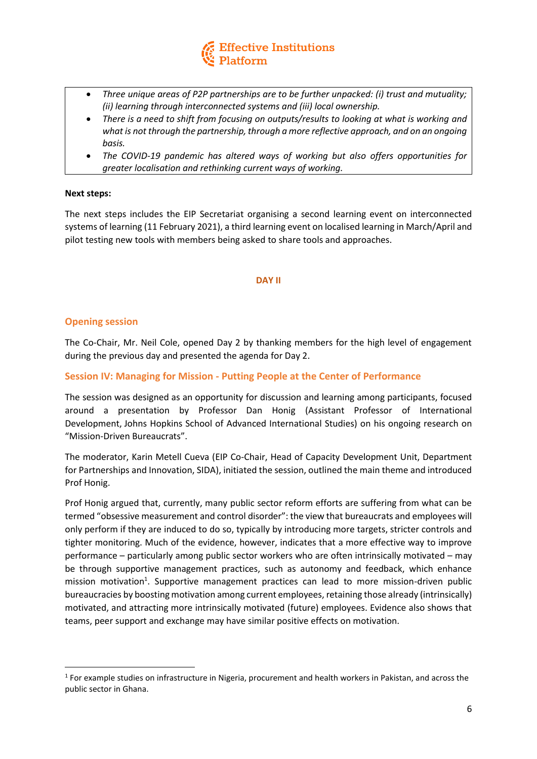- *Three unique areas of P2P partnerships are to be further unpacked: (i) trust and mutuality; (ii) learning through interconnected systems and (iii) local ownership.*
- *There is a need to shift from focusing on outputs/results to looking at what is working and what is not through the partnership, through a more reflective approach, and on an ongoing basis.*
- *The COVID-19 pandemic has altered ways of working but also offers opportunities for greater localisation and rethinking current ways of working.*

**Next steps:**

The next steps includes the EIP Secretariat organising a second learning event on interconnected systems of learning (11 February 2021), a third learning event on localised learning in March/April and pilot testing new tools with members being asked to share tools and approaches.

## DAY II

### Opening session

The Co-Chair, Mr. Neil Cole, opened Day 2 by thanking members for the high level of engagement during the previous day and presented the agenda for Day 2.

### Session IV: Managing for Mission - Putting People at the Center of Performance

The session was designed as an opportunity for discussion and learning among participants, focused around a presentation by Professor Dan Honig (Assistant Professor of International Development, Johns Hopkins School of Advanced International Studies) on his ongoing research on "Mission-Driven Bureaucrats".

The moderator, Karin Metell Cueva (EIP Co-Chair, Head of Capacity Development Unit, Department for Partnerships and Innovation, SIDA), initiated the session, outlined the main theme and introduced Prof Honig.

Prof Honig argued that, currently, many public sector reform efforts are suffering from what can be termed "obsessive measurement and control disorder": the view that bureaucrats and employees will only perform if they are induced to do so, typically by introducing more targets, stricter controls and tighter monitoring. Much of the evidence, however, indicates that a more effective way to improve performance – particularly among public sector workers who are often intrinsically motivated – may be through supportive management practices, such as autonomy and feedback, which enhance mission motivation[1]. Supportive management practices can lead to more mission-driven public bureaucracies by boosting motivation among current employees, retaining those already (intrinsically) motivated, and attracting more intrinsically motivated (future) employees. Evidence also shows that teams, peer support and exchange may have similar positive effects on motivation.

[1] For example studies on infrastructure in Nigeria, procurement and health workers in Pakistan, and across the public sector in Ghana.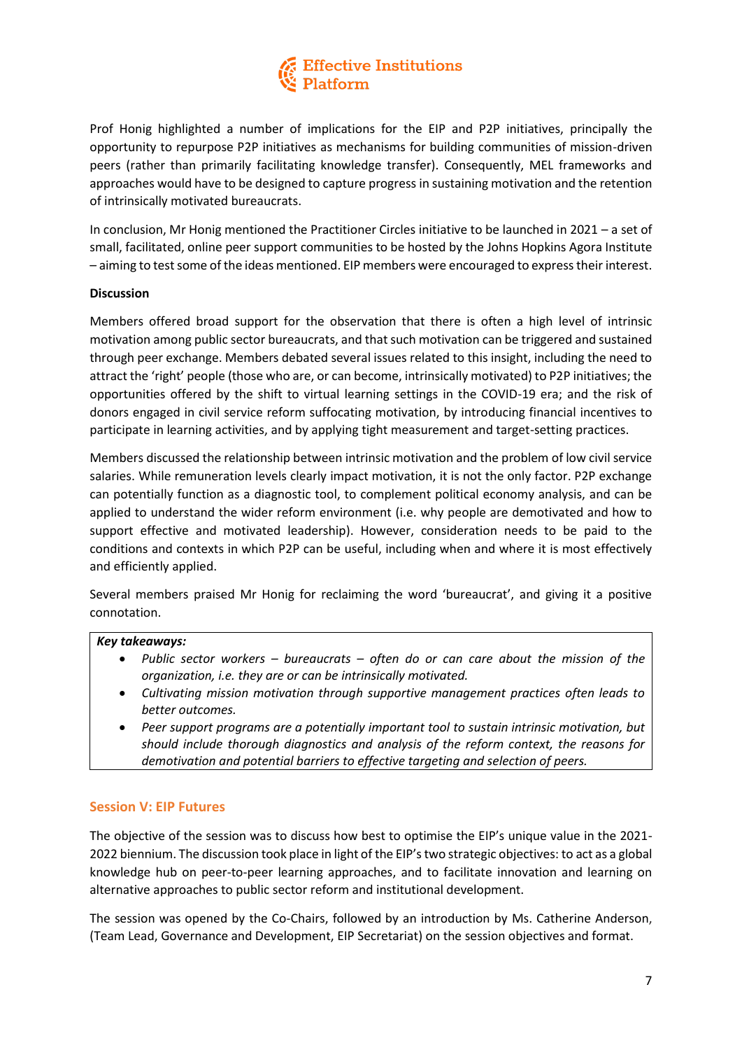Prof Honig highlighted a number of implications for the EIP and P2P initiatives, principally the opportunity to repurpose P2P initiatives as mechanisms for building communities of mission-driven peers (rather than primarily facilitating knowledge transfer). Consequently, MEL frameworks and approaches would have to be designed to capture progress in sustaining motivation and the retention of intrinsically motivated bureaucrats.

In conclusion, Mr Honig mentioned the Practitioner Circles initiative to be launched in 2021 – a set of small, facilitated, online peer support communities to be hosted by the Johns Hopkins Agora Institute – aiming to test some of the ideas mentioned. EIP members were encouraged to express their interest.

**Discussion**

Members offered broad support for the observation that there is often a high level of intrinsic motivation among public sector bureaucrats, and that such motivation can be triggered and sustained through peer exchange. Members debated several issues related to this insight, including the need to attract the 'right' people (those who are, or can become, intrinsically motivated) to P2P initiatives; the opportunities offered by the shift to virtual learning settings in the COVID-19 era; and the risk of donors engaged in civil service reform suffocating motivation, by introducing financial incentives to participate in learning activities, and by applying tight measurement and target-setting practices.

Members discussed the relationship between intrinsic motivation and the problem of low civil service salaries. While remuneration levels clearly impact motivation, it is not the only factor. P2P exchange can potentially function as a diagnostic tool, to complement political economy analysis, and can be applied to understand the wider reform environment (i.e. why people are demotivated and how to support effective and motivated leadership). However, consideration needs to be paid to the conditions and contexts in which P2P can be useful, including when and where it is most effectively and efficiently applied.

Several members praised Mr Honig for reclaiming the word 'bureaucrat', and giving it a positive connotation.

***Key takeaways:***

- *Public sector workers – bureaucrats – often do or can care about the mission of the organization, i.e. they are or can be intrinsically motivated.*
- *Cultivating mission motivation through supportive management practices often leads to better outcomes.*
- *Peer support programs are a potentially important tool to sustain intrinsic motivation, but should include thorough diagnostics and analysis of the reform context, the reasons for demotivation and potential barriers to effective targeting and selection of peers.*

## Session V: EIP Futures

The objective of the session was to discuss how best to optimise the EIP's unique value in the 2021-2022 biennium. The discussion took place in light of the EIP's two strategic objectives: to act as a global knowledge hub on peer-to-peer learning approaches, and to facilitate innovation and learning on alternative approaches to public sector reform and institutional development.

The session was opened by the Co-Chairs, followed by an introduction by Ms. Catherine Anderson, (Team Lead, Governance and Development, EIP Secretariat) on the session objectives and format.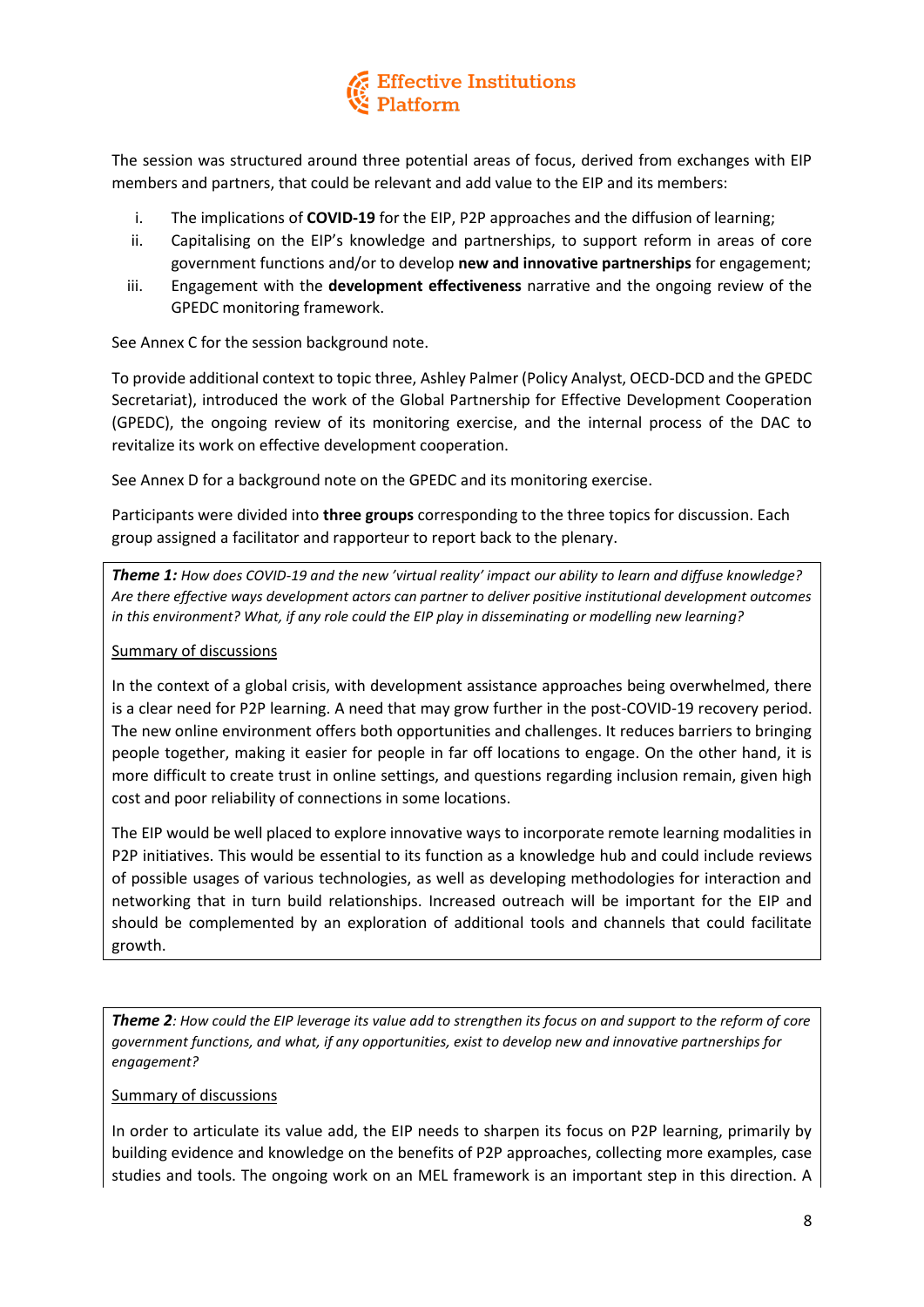The session was structured around three potential areas of focus, derived from exchanges with EIP members and partners, that could be relevant and add value to the EIP and its members:

i. The implications of **COVID-19** for the EIP, P2P approaches and the diffusion of learning;
ii. Capitalising on the EIP's knowledge and partnerships, to support reform in areas of core government functions and/or to develop **new and innovative partnerships** for engagement;
iii. Engagement with the **development effectiveness** narrative and the ongoing review of the GPEDC monitoring framework.

See Annex C for the session background note.

To provide additional context to topic three, Ashley Palmer (Policy Analyst, OECD-DCD and the GPEDC Secretariat), introduced the work of the Global Partnership for Effective Development Cooperation (GPEDC), the ongoing review of its monitoring exercise, and the internal process of the DAC to revitalize its work on effective development cooperation.

See Annex D for a background note on the GPEDC and its monitoring exercise.

Participants were divided into **three groups** corresponding to the three topics for discussion. Each group assigned a facilitator and rapporteur to report back to the plenary.

***Theme 1:*** *How does COVID-19 and the new 'virtual reality' impact our ability to learn and diffuse knowledge? Are there effective ways development actors can partner to deliver positive institutional development outcomes in this environment? What, if any role could the EIP play in disseminating or modelling new learning?*

<u>Summary of discussions</u>

In the context of a global crisis, with development assistance approaches being overwhelmed, there is a clear need for P2P learning. A need that may grow further in the post-COVID-19 recovery period. The new online environment offers both opportunities and challenges. It reduces barriers to bringing people together, making it easier for people in far off locations to engage. On the other hand, it is more difficult to create trust in online settings, and questions regarding inclusion remain, given high cost and poor reliability of connections in some locations.

The EIP would be well placed to explore innovative ways to incorporate remote learning modalities in P2P initiatives. This would be essential to its function as a knowledge hub and could include reviews of possible usages of various technologies, as well as developing methodologies for interaction and networking that in turn build relationships. Increased outreach will be important for the EIP and should be complemented by an exploration of additional tools and channels that could facilitate growth.

***Theme 2****: How could the EIP leverage its value add to strengthen its focus on and support to the reform of core government functions, and what, if any opportunities, exist to develop new and innovative partnerships for engagement?*

<u>Summary of discussions</u>

In order to articulate its value add, the EIP needs to sharpen its focus on P2P learning, primarily by building evidence and knowledge on the benefits of P2P approaches, collecting more examples, case studies and tools. The ongoing work on an MEL framework is an important step in this direction. A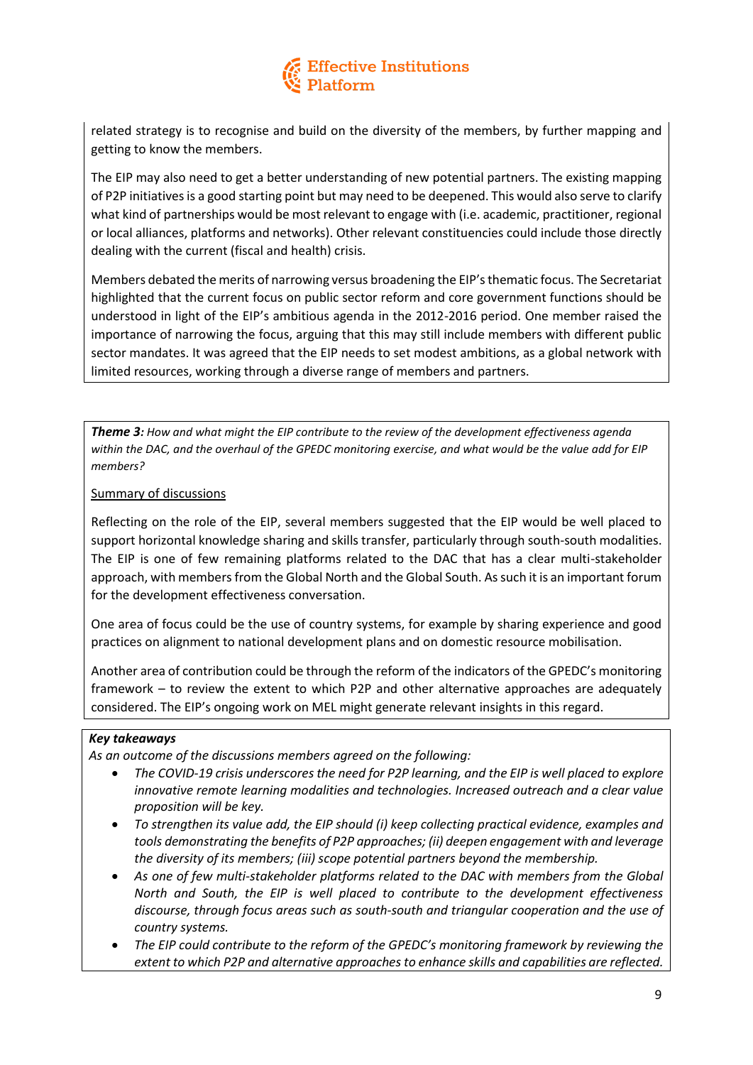related strategy is to recognise and build on the diversity of the members, by further mapping and getting to know the members.

The EIP may also need to get a better understanding of new potential partners. The existing mapping of P2P initiatives is a good starting point but may need to be deepened. This would also serve to clarify what kind of partnerships would be most relevant to engage with (i.e. academic, practitioner, regional or local alliances, platforms and networks). Other relevant constituencies could include those directly dealing with the current (fiscal and health) crisis.

Members debated the merits of narrowing versus broadening the EIP's thematic focus. The Secretariat highlighted that the current focus on public sector reform and core government functions should be understood in light of the EIP's ambitious agenda in the 2012-2016 period. One member raised the importance of narrowing the focus, arguing that this may still include members with different public sector mandates. It was agreed that the EIP needs to set modest ambitions, as a global network with limited resources, working through a diverse range of members and partners.

***Theme 3:*** *How and what might the EIP contribute to the review of the development effectiveness agenda within the DAC, and the overhaul of the GPEDC monitoring exercise, and what would be the value add for EIP members?*

Summary of discussions

Reflecting on the role of the EIP, several members suggested that the EIP would be well placed to support horizontal knowledge sharing and skills transfer, particularly through south-south modalities. The EIP is one of few remaining platforms related to the DAC that has a clear multi-stakeholder approach, with members from the Global North and the Global South. As such it is an important forum for the development effectiveness conversation.

One area of focus could be the use of country systems, for example by sharing experience and good practices on alignment to national development plans and on domestic resource mobilisation.

Another area of contribution could be through the reform of the indicators of the GPEDC's monitoring framework – to review the extent to which P2P and other alternative approaches are adequately considered. The EIP's ongoing work on MEL might generate relevant insights in this regard.

***Key takeaways***

*As an outcome of the discussions members agreed on the following:*

- *The COVID-19 crisis underscores the need for P2P learning, and the EIP is well placed to explore innovative remote learning modalities and technologies. Increased outreach and a clear value proposition will be key.*
- *To strengthen its value add, the EIP should (i) keep collecting practical evidence, examples and tools demonstrating the benefits of P2P approaches; (ii) deepen engagement with and leverage the diversity of its members; (iii) scope potential partners beyond the membership.*
- *As one of few multi-stakeholder platforms related to the DAC with members from the Global North and South, the EIP is well placed to contribute to the development effectiveness discourse, through focus areas such as south-south and triangular cooperation and the use of country systems.*
- *The EIP could contribute to the reform of the GPEDC's monitoring framework by reviewing the extent to which P2P and alternative approaches to enhance skills and capabilities are reflected.*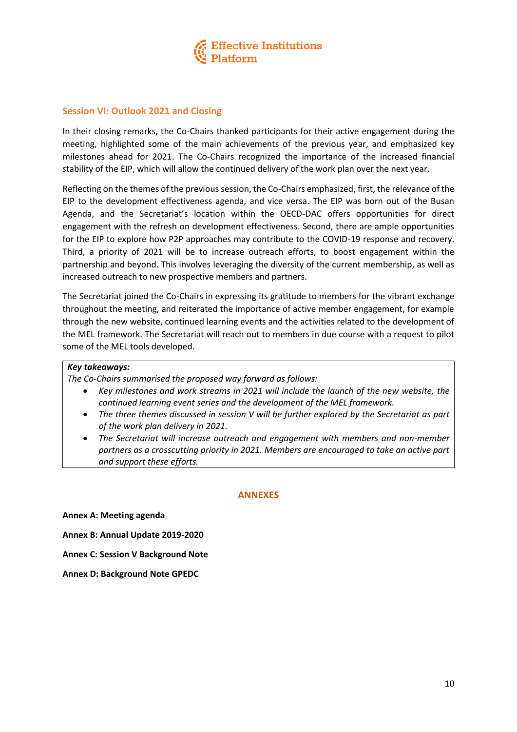## Session VI: Outlook 2021 and Closing

In their closing remarks, the Co-Chairs thanked participants for their active engagement during the meeting, highlighted some of the main achievements of the previous year, and emphasized key milestones ahead for 2021. The Co-Chairs recognized the importance of the increased financial stability of the EIP, which will allow the continued delivery of the work plan over the next year.

Reflecting on the themes of the previous session, the Co-Chairs emphasized, first, the relevance of the EIP to the development effectiveness agenda, and vice versa. The EIP was born out of the Busan Agenda, and the Secretariat's location within the OECD-DAC offers opportunities for direct engagement with the refresh on development effectiveness. Second, there are ample opportunities for the EIP to explore how P2P approaches may contribute to the COVID-19 response and recovery. Third, a priority of 2021 will be to increase outreach efforts, to boost engagement within the partnership and beyond. This involves leveraging the diversity of the current membership, as well as increased outreach to new prospective members and partners.

The Secretariat joined the Co-Chairs in expressing its gratitude to members for the vibrant exchange throughout the meeting, and reiterated the importance of active member engagement, for example through the new website, continued learning events and the activities related to the development of the MEL framework. The Secretariat will reach out to members in due course with a request to pilot some of the MEL tools developed.

***Key takeaways:***

*The Co-Chairs summarised the proposed way forward as follows:*

- *Key milestones and work streams in 2021 will include the launch of the new website, the continued learning event series and the development of the MEL framework.*
- *The three themes discussed in session V will be further explored by the Secretariat as part of the work plan delivery in 2021.*
- *The Secretariat will increase outreach and engagement with members and non-member partners as a crosscutting priority in 2021. Members are encouraged to take an active part and support these efforts.*

## ANNEXES

**Annex A: Meeting agenda**

**Annex B: Annual Update 2019-2020**

**Annex C: Session V Background Note**

**Annex D: Background Note GPEDC**